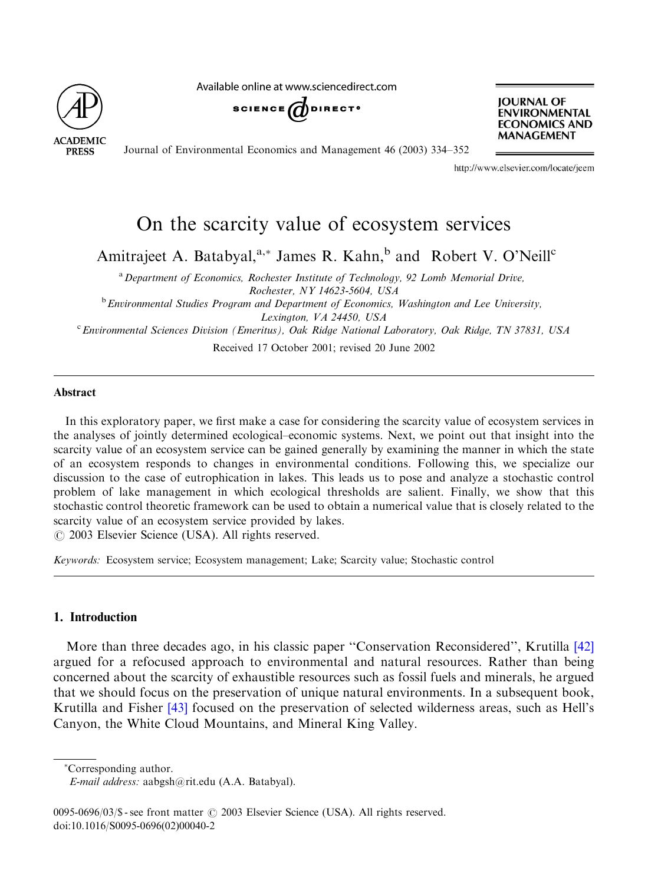# On the scarcity value of ecosystem services

Amitrajeet A. Batabyal,[a,*] James R. Kahn,[b] and Robert V. O'Neill[c]

[a] *Department of Economics, Rochester Institute of Technology, 92 Lomb Memorial Drive, Rochester, NY 14623-5604, USA*

[b] *Environmental Studies Program and Department of Economics, Washington and Lee University, Lexington, VA 24450, USA*

[c] *Environmental Sciences Division (Emeritus), Oak Ridge National Laboratory, Oak Ridge, TN 37831, USA*

Received 17 October 2001; revised 20 June 2002

## Abstract

In this exploratory paper, we first make a case for considering the scarcity value of ecosystem services in the analyses of jointly determined ecological–economic systems. Next, we point out that insight into the scarcity value of an ecosystem service can be gained generally by examining the manner in which the state of an ecosystem responds to changes in environmental conditions. Following this, we specialize our discussion to the case of eutrophication in lakes. This leads us to pose and analyze a stochastic control problem of lake management in which ecological thresholds are salient. Finally, we show that this stochastic control theoretic framework can be used to obtain a numerical value that is closely related to the scarcity value of an ecosystem service provided by lakes.

© 2003 Elsevier Science (USA). All rights reserved.

*Keywords:* Ecosystem service; Ecosystem management; Lake; Scarcity value; Stochastic control

## 1. Introduction

More than three decades ago, in his classic paper "Conservation Reconsidered", Krutilla [42] argued for a refocused approach to environmental and natural resources. Rather than being concerned about the scarcity of exhaustible resources such as fossil fuels and minerals, he argued that we should focus on the preservation of unique natural environments. In a subsequent book, Krutilla and Fisher [43] focused on the preservation of selected wilderness areas, such as Hell's Canyon, the White Cloud Mountains, and Mineral King Valley.

*Corresponding author.

*E-mail address:* aabgsh@rit.edu (A.A. Batabyal).

0095-0696/03/$ - see front matter © 2003 Elsevier Science (USA). All rights reserved.
doi:10.1016/S0095-0696(02)00040-2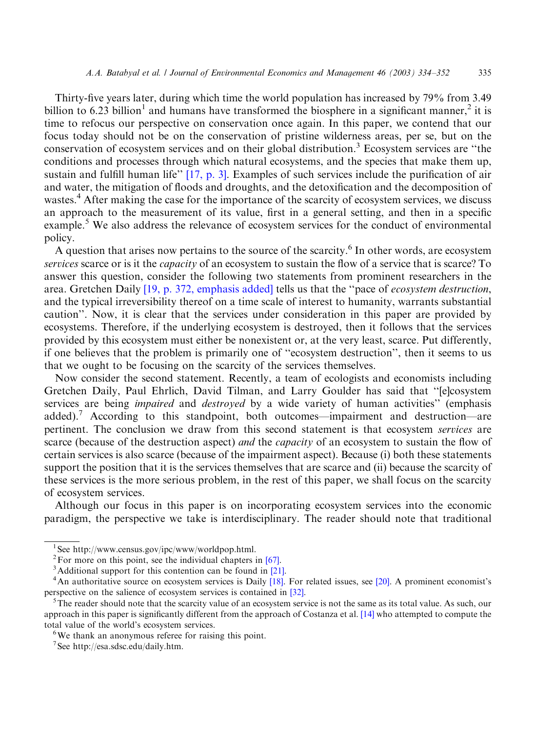Thirty-five years later, during which time the world population has increased by 79% from 3.49 billion to 6.23 billion[1] and humans have transformed the biosphere in a significant manner,[2] it is time to refocus our perspective on conservation once again. In this paper, we contend that our focus today should not be on the conservation of pristine wilderness areas, per se, but on the conservation of ecosystem services and on their global distribution.[3] Ecosystem services are "the conditions and processes through which natural ecosystems, and the species that make them up, sustain and fulfill human life" [17, p. 3]. Examples of such services include the purification of air and water, the mitigation of floods and droughts, and the detoxification and the decomposition of wastes.[4] After making the case for the importance of the scarcity of ecosystem services, we discuss an approach to the measurement of its value, first in a general setting, and then in a specific example.[5] We also address the relevance of ecosystem services for the conduct of environmental policy.

A question that arises now pertains to the source of the scarcity.[6] In other words, are ecosystem *services* scarce or is it the *capacity* of an ecosystem to sustain the flow of a service that is scarce? To answer this question, consider the following two statements from prominent researchers in the area. Gretchen Daily [19, p. 372, emphasis added] tells us that the "pace of *ecosystem destruction*, and the typical irreversibility thereof on a time scale of interest to humanity, warrants substantial caution". Now, it is clear that the services under consideration in this paper are provided by ecosystems. Therefore, if the underlying ecosystem is destroyed, then it follows that the services provided by this ecosystem must either be nonexistent or, at the very least, scarce. Put differently, if one believes that the problem is primarily one of "ecosystem destruction", then it seems to us that we ought to be focusing on the scarcity of the services themselves.

Now consider the second statement. Recently, a team of ecologists and economists including Gretchen Daily, Paul Ehrlich, David Tilman, and Larry Goulder has said that "[e]cosystem services are being *impaired* and *destroyed* by a wide variety of human activities" (emphasis added).[7] According to this standpoint, both outcomes—impairment and destruction—are pertinent. The conclusion we draw from this second statement is that ecosystem *services* are scarce (because of the destruction aspect) *and* the *capacity* of an ecosystem to sustain the flow of certain services is also scarce (because of the impairment aspect). Because (i) both these statements support the position that it is the services themselves that are scarce and (ii) because the scarcity of these services is the more serious problem, in the rest of this paper, we shall focus on the scarcity of ecosystem services.

Although our focus in this paper is on incorporating ecosystem services into the economic paradigm, the perspective we take is interdisciplinary. The reader should note that traditional

---

[1] See http://www.census.gov/ipc/www/worldpop.html.

[2] For more on this point, see the individual chapters in [67].

[3] Additional support for this contention can be found in [21].

[4] An authoritative source on ecosystem services is Daily [18]. For related issues, see [20]. A prominent economist's perspective on the salience of ecosystem services is contained in [32].

[5] The reader should note that the scarcity value of an ecosystem service is not the same as its total value. As such, our approach in this paper is significantly different from the approach of Costanza et al. [14] who attempted to compute the total value of the world's ecosystem services.

[6] We thank an anonymous referee for raising this point.

[7] See http://esa.sdsc.edu/daily.htm.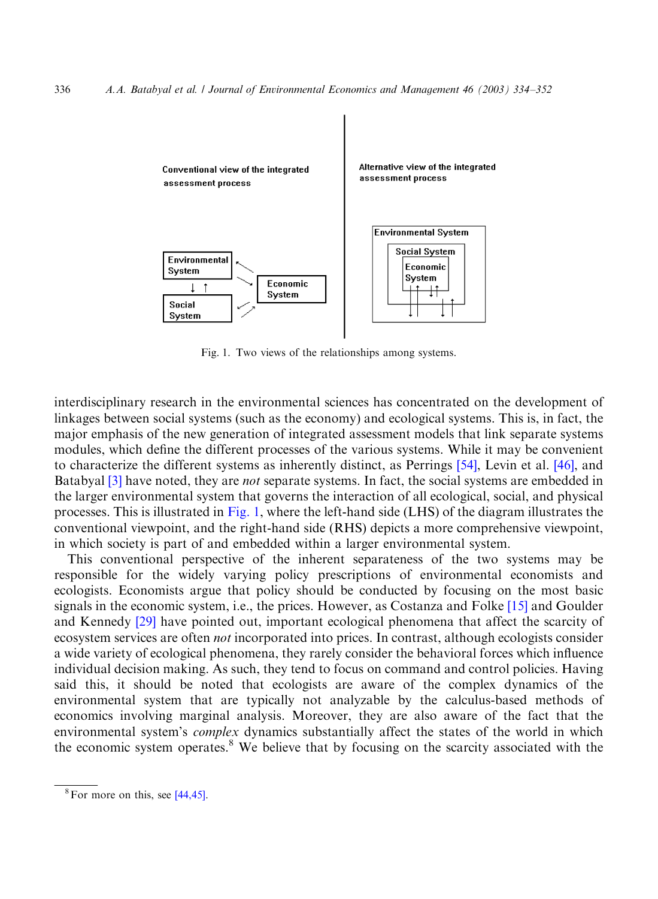Conventional view of the integrated assessment process

Alternative view of the integrated assessment process

Environmental System

Social System

Economic System

Fig. 1. Two views of the relationships among systems.

interdisciplinary research in the environmental sciences has concentrated on the development of linkages between social systems (such as the economy) and ecological systems. This is, in fact, the major emphasis of the new generation of integrated assessment models that link separate systems modules, which define the different processes of the various systems. While it may be convenient to characterize the different systems as inherently distinct, as Perrings [54], Levin et al. [46], and Batabyal [3] have noted, they are *not* separate systems. In fact, the social systems are embedded in the larger environmental system that governs the interaction of all ecological, social, and physical processes. This is illustrated in Fig. 1, where the left-hand side (LHS) of the diagram illustrates the conventional viewpoint, and the right-hand side (RHS) depicts a more comprehensive viewpoint, in which society is part of and embedded within a larger environmental system.

This conventional perspective of the inherent separateness of the two systems may be responsible for the widely varying policy prescriptions of environmental economists and ecologists. Economists argue that policy should be conducted by focusing on the most basic signals in the economic system, i.e., the prices. However, as Costanza and Folke [15] and Goulder and Kennedy [29] have pointed out, important ecological phenomena that affect the scarcity of ecosystem services are often *not* incorporated into prices. In contrast, although ecologists consider a wide variety of ecological phenomena, they rarely consider the behavioral forces which influence individual decision making. As such, they tend to focus on command and control policies. Having said this, it should be noted that ecologists are aware of the complex dynamics of the environmental system that are typically not analyzable by the calculus-based methods of economics involving marginal analysis. Moreover, they are also aware of the fact that the environmental system's *complex* dynamics substantially affect the states of the world in which the economic system operates.[8] We believe that by focusing on the scarcity associated with the

[8] For more on this, see [44,45].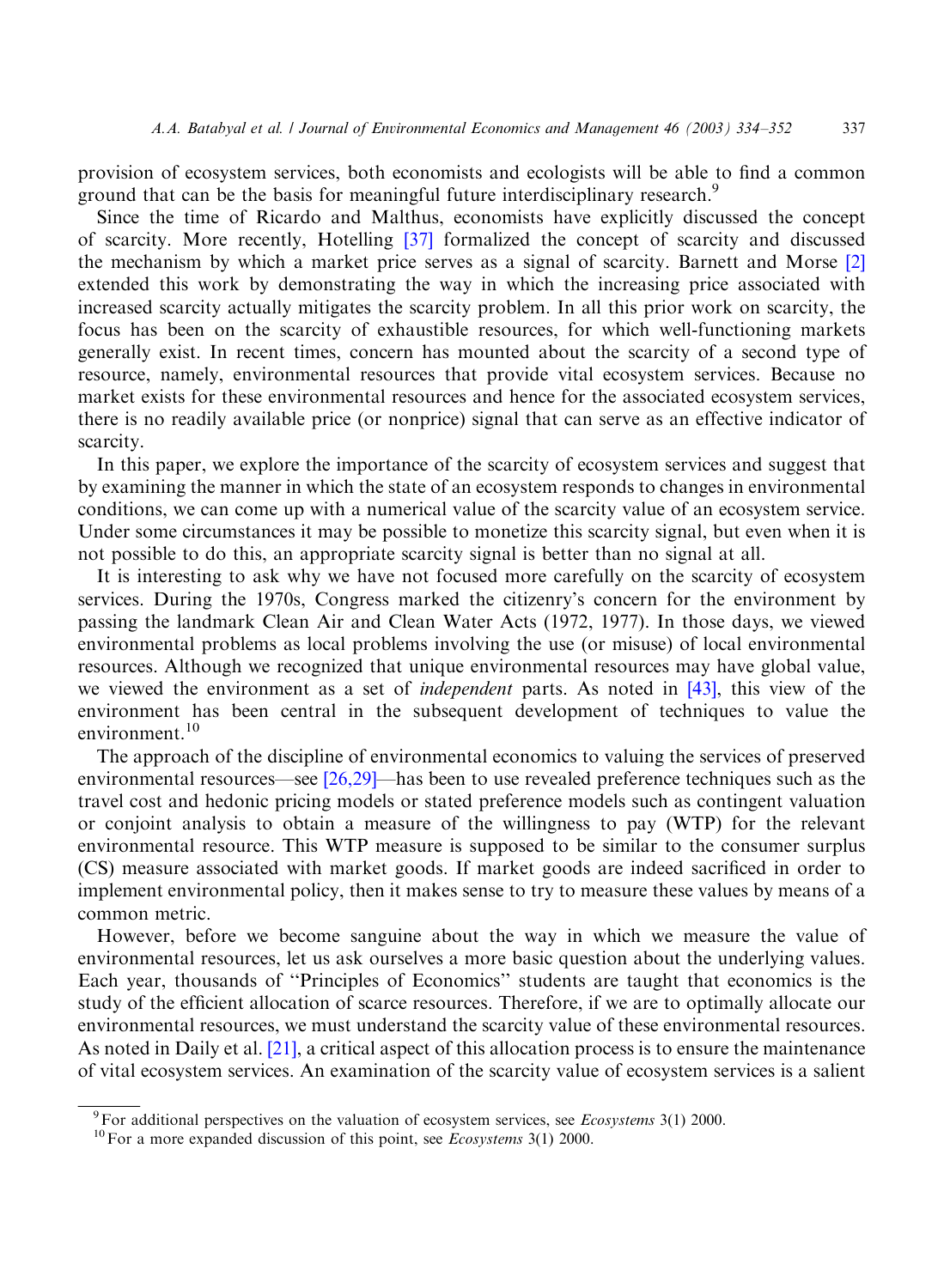provision of ecosystem services, both economists and ecologists will be able to find a common ground that can be the basis for meaningful future interdisciplinary research.[9]

Since the time of Ricardo and Malthus, economists have explicitly discussed the concept of scarcity. More recently, Hotelling [37] formalized the concept of scarcity and discussed the mechanism by which a market price serves as a signal of scarcity. Barnett and Morse [2] extended this work by demonstrating the way in which the increasing price associated with increased scarcity actually mitigates the scarcity problem. In all this prior work on scarcity, the focus has been on the scarcity of exhaustible resources, for which well-functioning markets generally exist. In recent times, concern has mounted about the scarcity of a second type of resource, namely, environmental resources that provide vital ecosystem services. Because no market exists for these environmental resources and hence for the associated ecosystem services, there is no readily available price (or nonprice) signal that can serve as an effective indicator of scarcity.

In this paper, we explore the importance of the scarcity of ecosystem services and suggest that by examining the manner in which the state of an ecosystem responds to changes in environmental conditions, we can come up with a numerical value of the scarcity value of an ecosystem service. Under some circumstances it may be possible to monetize this scarcity signal, but even when it is not possible to do this, an appropriate scarcity signal is better than no signal at all.

It is interesting to ask why we have not focused more carefully on the scarcity of ecosystem services. During the 1970s, Congress marked the citizenry's concern for the environment by passing the landmark Clean Air and Clean Water Acts (1972, 1977). In those days, we viewed environmental problems as local problems involving the use (or misuse) of local environmental resources. Although we recognized that unique environmental resources may have global value, we viewed the environment as a set of *independent* parts. As noted in [43], this view of the environment has been central in the subsequent development of techniques to value the environment.[10]

The approach of the discipline of environmental economics to valuing the services of preserved environmental resources—see [26,29]—has been to use revealed preference techniques such as the travel cost and hedonic pricing models or stated preference models such as contingent valuation or conjoint analysis to obtain a measure of the willingness to pay (WTP) for the relevant environmental resource. This WTP measure is supposed to be similar to the consumer surplus (CS) measure associated with market goods. If market goods are indeed sacrificed in order to implement environmental policy, then it makes sense to try to measure these values by means of a common metric.

However, before we become sanguine about the way in which we measure the value of environmental resources, let us ask ourselves a more basic question about the underlying values. Each year, thousands of "Principles of Economics" students are taught that economics is the study of the efficient allocation of scarce resources. Therefore, if we are to optimally allocate our environmental resources, we must understand the scarcity value of these environmental resources. As noted in Daily et al. [21], a critical aspect of this allocation process is to ensure the maintenance of vital ecosystem services. An examination of the scarcity value of ecosystem services is a salient

[9] For additional perspectives on the valuation of ecosystem services, see *Ecosystems* 3(1) 2000.

[10] For a more expanded discussion of this point, see *Ecosystems* 3(1) 2000.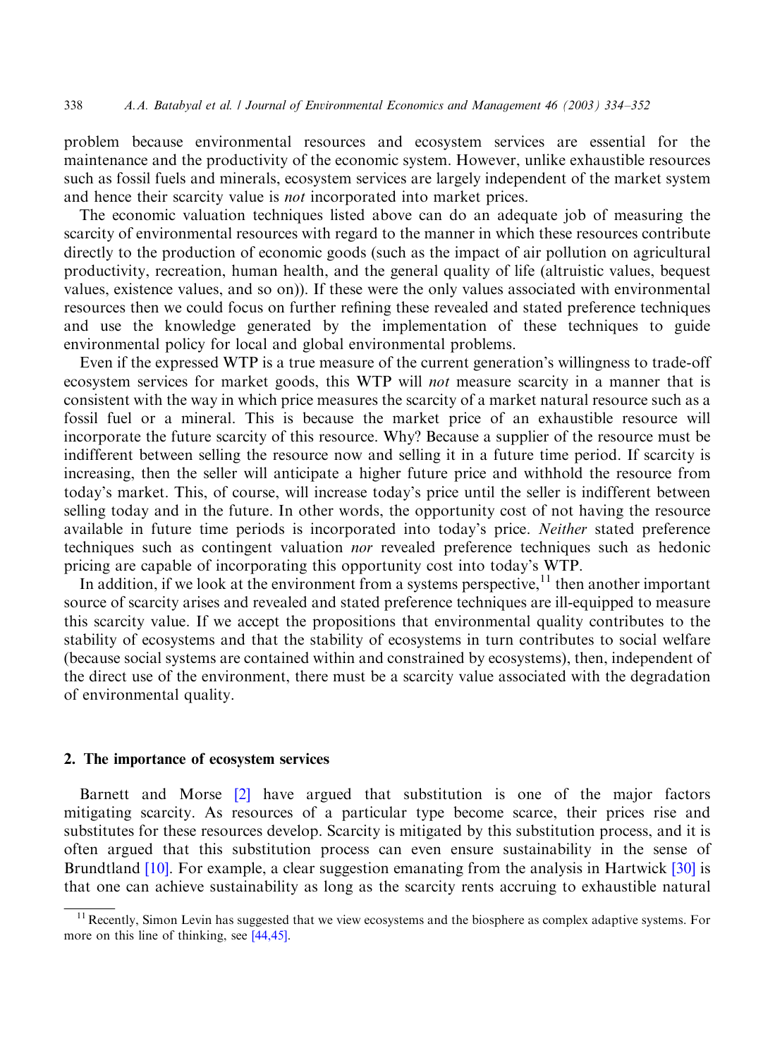problem because environmental resources and ecosystem services are essential for the maintenance and the productivity of the economic system. However, unlike exhaustible resources such as fossil fuels and minerals, ecosystem services are largely independent of the market system and hence their scarcity value is *not* incorporated into market prices.

The economic valuation techniques listed above can do an adequate job of measuring the scarcity of environmental resources with regard to the manner in which these resources contribute directly to the production of economic goods (such as the impact of air pollution on agricultural productivity, recreation, human health, and the general quality of life (altruistic values, bequest values, existence values, and so on)). If these were the only values associated with environmental resources then we could focus on further refining these revealed and stated preference techniques and use the knowledge generated by the implementation of these techniques to guide environmental policy for local and global environmental problems.

Even if the expressed WTP is a true measure of the current generation's willingness to trade-off ecosystem services for market goods, this WTP will *not* measure scarcity in a manner that is consistent with the way in which price measures the scarcity of a market natural resource such as a fossil fuel or a mineral. This is because the market price of an exhaustible resource will incorporate the future scarcity of this resource. Why? Because a supplier of the resource must be indifferent between selling the resource now and selling it in a future time period. If scarcity is increasing, then the seller will anticipate a higher future price and withhold the resource from today's market. This, of course, will increase today's price until the seller is indifferent between selling today and in the future. In other words, the opportunity cost of not having the resource available in future time periods is incorporated into today's price. *Neither* stated preference techniques such as contingent valuation *nor* revealed preference techniques such as hedonic pricing are capable of incorporating this opportunity cost into today's WTP.

In addition, if we look at the environment from a systems perspective,[11] then another important source of scarcity arises and revealed and stated preference techniques are ill-equipped to measure this scarcity value. If we accept the propositions that environmental quality contributes to the stability of ecosystems and that the stability of ecosystems in turn contributes to social welfare (because social systems are contained within and constrained by ecosystems), then, independent of the direct use of the environment, there must be a scarcity value associated with the degradation of environmental quality.

## 2. The importance of ecosystem services

Barnett and Morse [2] have argued that substitution is one of the major factors mitigating scarcity. As resources of a particular type become scarce, their prices rise and substitutes for these resources develop. Scarcity is mitigated by this substitution process, and it is often argued that this substitution process can even ensure sustainability in the sense of Brundtland [10]. For example, a clear suggestion emanating from the analysis in Hartwick [30] is that one can achieve sustainability as long as the scarcity rents accruing to exhaustible natural

[11] Recently, Simon Levin has suggested that we view ecosystems and the biosphere as complex adaptive systems. For more on this line of thinking, see [44,45].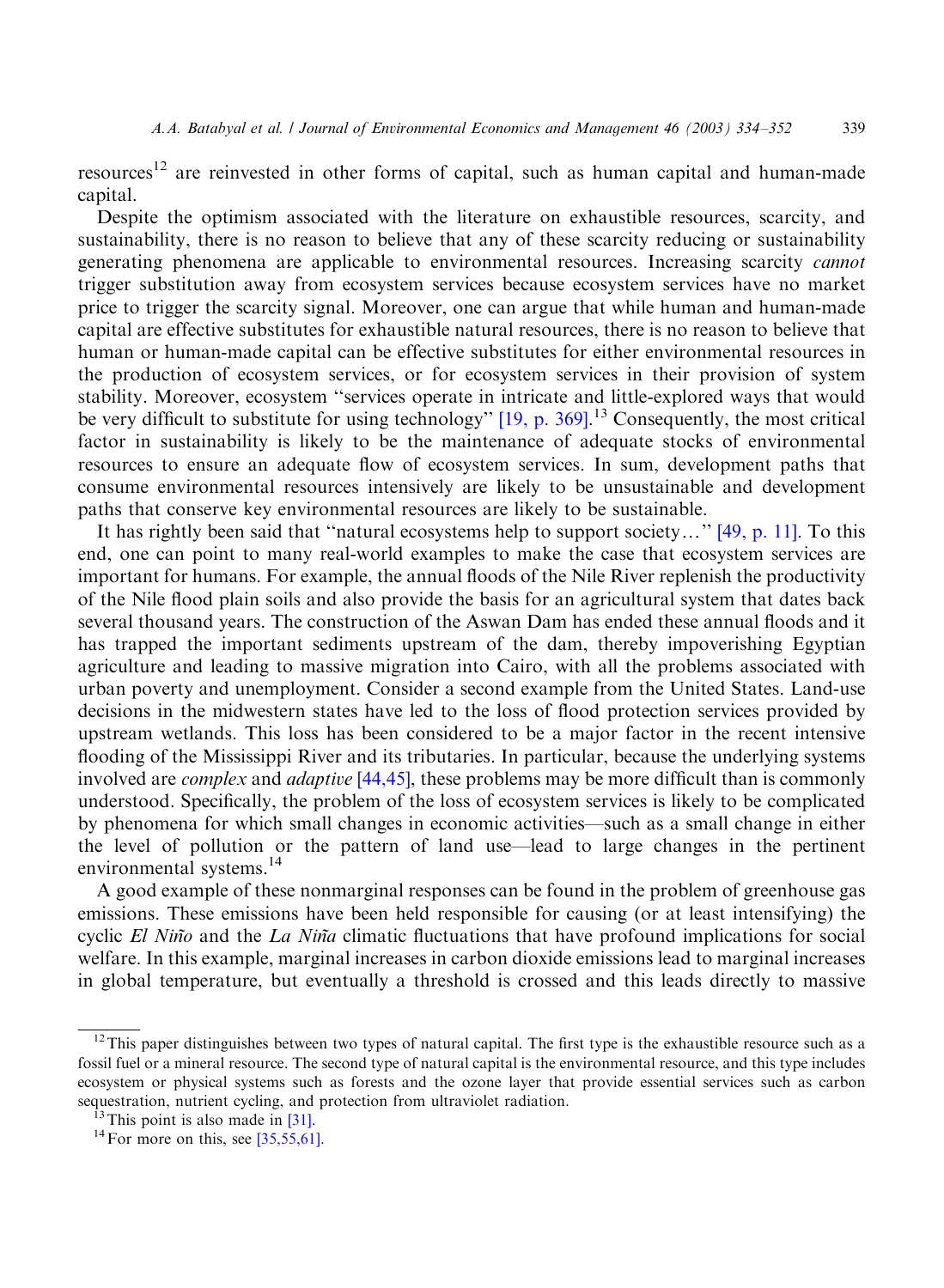resources[12] are reinvested in other forms of capital, such as human capital and human-made capital.

Despite the optimism associated with the literature on exhaustible resources, scarcity, and sustainability, there is no reason to believe that any of these scarcity reducing or sustainability generating phenomena are applicable to environmental resources. Increasing scarcity *cannot* trigger substitution away from ecosystem services because ecosystem services have no market price to trigger the scarcity signal. Moreover, one can argue that while human and human-made capital are effective substitutes for exhaustible natural resources, there is no reason to believe that human or human-made capital can be effective substitutes for either environmental resources in the production of ecosystem services, or for ecosystem services in their provision of system stability. Moreover, ecosystem "services operate in intricate and little-explored ways that would be very difficult to substitute for using technology" [19, p. 369].[13] Consequently, the most critical factor in sustainability is likely to be the maintenance of adequate stocks of environmental resources to ensure an adequate flow of ecosystem services. In sum, development paths that consume environmental resources intensively are likely to be unsustainable and development paths that conserve key environmental resources are likely to be sustainable.

It has rightly been said that "natural ecosystems help to support society…" [49, p. 11]. To this end, one can point to many real-world examples to make the case that ecosystem services are important for humans. For example, the annual floods of the Nile River replenish the productivity of the Nile flood plain soils and also provide the basis for an agricultural system that dates back several thousand years. The construction of the Aswan Dam has ended these annual floods and it has trapped the important sediments upstream of the dam, thereby impoverishing Egyptian agriculture and leading to massive migration into Cairo, with all the problems associated with urban poverty and unemployment. Consider a second example from the United States. Land-use decisions in the midwestern states have led to the loss of flood protection services provided by upstream wetlands. This loss has been considered to be a major factor in the recent intensive flooding of the Mississippi River and its tributaries. In particular, because the underlying systems involved are *complex* and *adaptive* [44,45], these problems may be more difficult than is commonly understood. Specifically, the problem of the loss of ecosystem services is likely to be complicated by phenomena for which small changes in economic activities—such as a small change in either the level of pollution or the pattern of land use—lead to large changes in the pertinent environmental systems.[14]

A good example of these nonmarginal responses can be found in the problem of greenhouse gas emissions. These emissions have been held responsible for causing (or at least intensifying) the cyclic *El Niño* and the *La Niña* climatic fluctuations that have profound implications for social welfare. In this example, marginal increases in carbon dioxide emissions lead to marginal increases in global temperature, but eventually a threshold is crossed and this leads directly to massive

---

[12] This paper distinguishes between two types of natural capital. The first type is the exhaustible resource such as a fossil fuel or a mineral resource. The second type of natural capital is the environmental resource, and this type includes ecosystem or physical systems such as forests and the ozone layer that provide essential services such as carbon sequestration, nutrient cycling, and protection from ultraviolet radiation.

[13] This point is also made in [31].

[14] For more on this, see [35,55,61].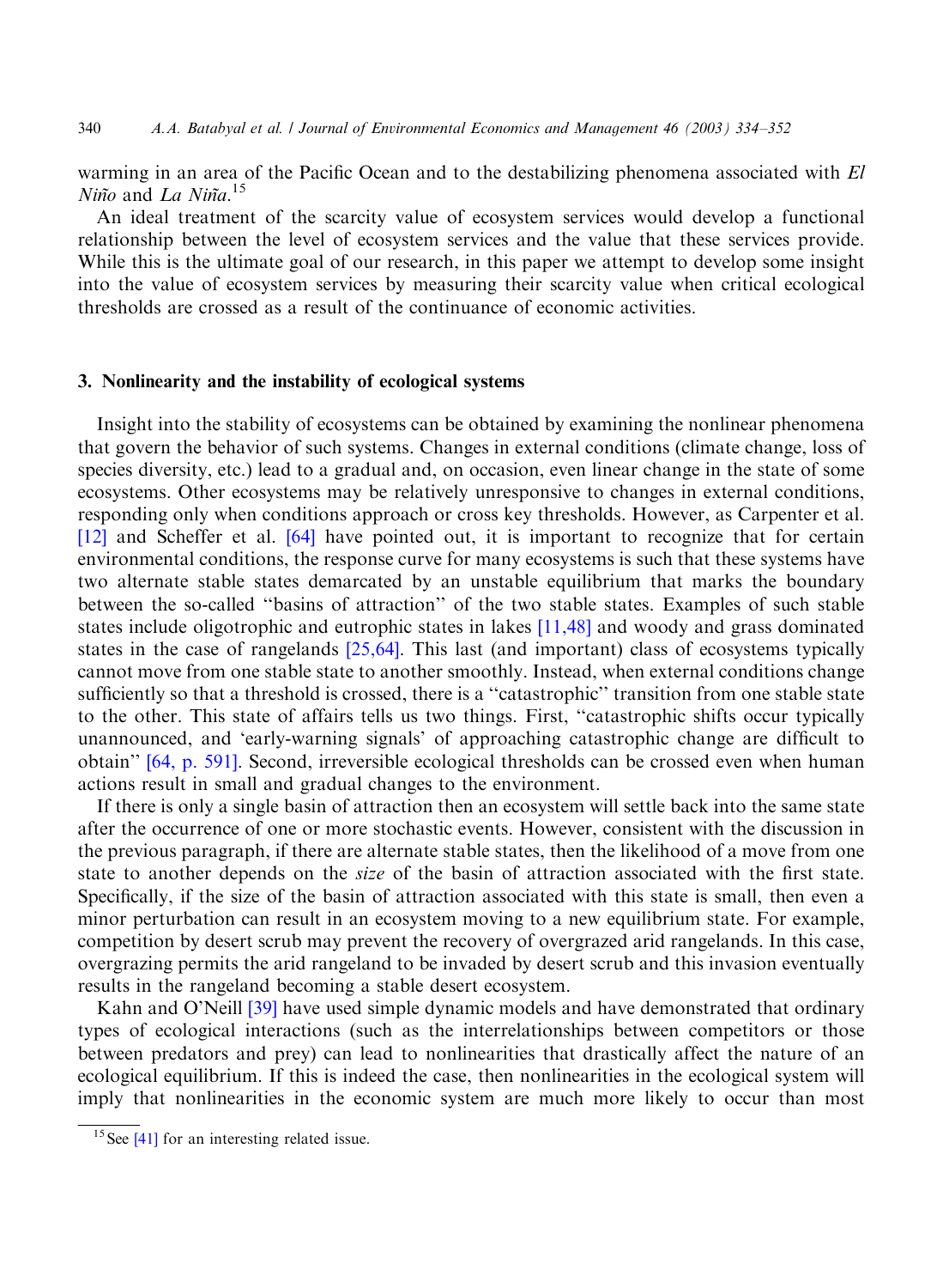warming in an area of the Pacific Ocean and to the destabilizing phenomena associated with *El Niño* and *La Niña*.[15]

An ideal treatment of the scarcity value of ecosystem services would develop a functional relationship between the level of ecosystem services and the value that these services provide. While this is the ultimate goal of our research, in this paper we attempt to develop some insight into the value of ecosystem services by measuring their scarcity value when critical ecological thresholds are crossed as a result of the continuance of economic activities.

## 3. Nonlinearity and the instability of ecological systems

Insight into the stability of ecosystems can be obtained by examining the nonlinear phenomena that govern the behavior of such systems. Changes in external conditions (climate change, loss of species diversity, etc.) lead to a gradual and, on occasion, even linear change in the state of some ecosystems. Other ecosystems may be relatively unresponsive to changes in external conditions, responding only when conditions approach or cross key thresholds. However, as Carpenter et al. [12] and Scheffer et al. [64] have pointed out, it is important to recognize that for certain environmental conditions, the response curve for many ecosystems is such that these systems have two alternate stable states demarcated by an unstable equilibrium that marks the boundary between the so-called "basins of attraction" of the two stable states. Examples of such stable states include oligotrophic and eutrophic states in lakes [11,48] and woody and grass dominated states in the case of rangelands [25,64]. This last (and important) class of ecosystems typically cannot move from one stable state to another smoothly. Instead, when external conditions change sufficiently so that a threshold is crossed, there is a "catastrophic" transition from one stable state to the other. This state of affairs tells us two things. First, "catastrophic shifts occur typically unannounced, and 'early-warning signals' of approaching catastrophic change are difficult to obtain" [64, p. 591]. Second, irreversible ecological thresholds can be crossed even when human actions result in small and gradual changes to the environment.

If there is only a single basin of attraction then an ecosystem will settle back into the same state after the occurrence of one or more stochastic events. However, consistent with the discussion in the previous paragraph, if there are alternate stable states, then the likelihood of a move from one state to another depends on the *size* of the basin of attraction associated with the first state. Specifically, if the size of the basin of attraction associated with this state is small, then even a minor perturbation can result in an ecosystem moving to a new equilibrium state. For example, competition by desert scrub may prevent the recovery of overgrazed arid rangelands. In this case, overgrazing permits the arid rangeland to be invaded by desert scrub and this invasion eventually results in the rangeland becoming a stable desert ecosystem.

Kahn and O'Neill [39] have used simple dynamic models and have demonstrated that ordinary types of ecological interactions (such as the interrelationships between competitors or those between predators and prey) can lead to nonlinearities that drastically affect the nature of an ecological equilibrium. If this is indeed the case, then nonlinearities in the ecological system will imply that nonlinearities in the economic system are much more likely to occur than most

[15] See [41] for an interesting related issue.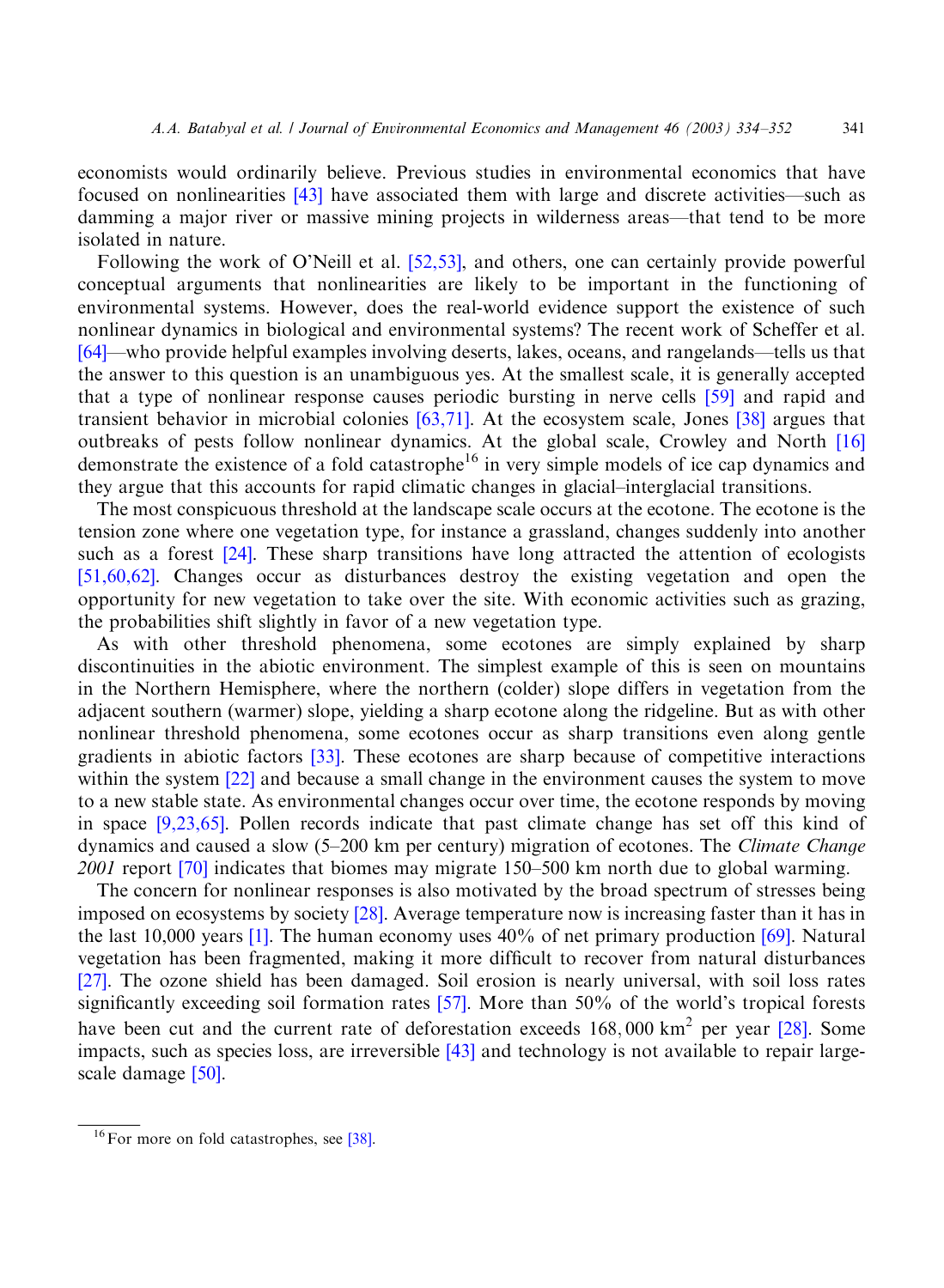economists would ordinarily believe. Previous studies in environmental economics that have focused on nonlinearities [43] have associated them with large and discrete activities—such as damming a major river or massive mining projects in wilderness areas—that tend to be more isolated in nature.

Following the work of O'Neill et al. [52,53], and others, one can certainly provide powerful conceptual arguments that nonlinearities are likely to be important in the functioning of environmental systems. However, does the real-world evidence support the existence of such nonlinear dynamics in biological and environmental systems? The recent work of Scheffer et al. [64]—who provide helpful examples involving deserts, lakes, oceans, and rangelands—tells us that the answer to this question is an unambiguous yes. At the smallest scale, it is generally accepted that a type of nonlinear response causes periodic bursting in nerve cells [59] and rapid and transient behavior in microbial colonies [63,71]. At the ecosystem scale, Jones [38] argues that outbreaks of pests follow nonlinear dynamics. At the global scale, Crowley and North [16] demonstrate the existence of a fold catastrophe[16] in very simple models of ice cap dynamics and they argue that this accounts for rapid climatic changes in glacial–interglacial transitions.

The most conspicuous threshold at the landscape scale occurs at the ecotone. The ecotone is the tension zone where one vegetation type, for instance a grassland, changes suddenly into another such as a forest [24]. These sharp transitions have long attracted the attention of ecologists [51,60,62]. Changes occur as disturbances destroy the existing vegetation and open the opportunity for new vegetation to take over the site. With economic activities such as grazing, the probabilities shift slightly in favor of a new vegetation type.

As with other threshold phenomena, some ecotones are simply explained by sharp discontinuities in the abiotic environment. The simplest example of this is seen on mountains in the Northern Hemisphere, where the northern (colder) slope differs in vegetation from the adjacent southern (warmer) slope, yielding a sharp ecotone along the ridgeline. But as with other nonlinear threshold phenomena, some ecotones occur as sharp transitions even along gentle gradients in abiotic factors [33]. These ecotones are sharp because of competitive interactions within the system [22] and because a small change in the environment causes the system to move to a new stable state. As environmental changes occur over time, the ecotone responds by moving in space [9,23,65]. Pollen records indicate that past climate change has set off this kind of dynamics and caused a slow (5–200 km per century) migration of ecotones. The *Climate Change 2001* report [70] indicates that biomes may migrate 150–500 km north due to global warming.

The concern for nonlinear responses is also motivated by the broad spectrum of stresses being imposed on ecosystems by society [28]. Average temperature now is increasing faster than it has in the last 10,000 years [1]. The human economy uses 40% of net primary production [69]. Natural vegetation has been fragmented, making it more difficult to recover from natural disturbances [27]. The ozone shield has been damaged. Soil erosion is nearly universal, with soil loss rates significantly exceeding soil formation rates [57]. More than 50% of the world's tropical forests have been cut and the current rate of deforestation exceeds $168,000\ \text{km}^2$ per year [28]. Some impacts, such as species loss, are irreversible [43] and technology is not available to repair large-scale damage [50].

[16] For more on fold catastrophes, see [38].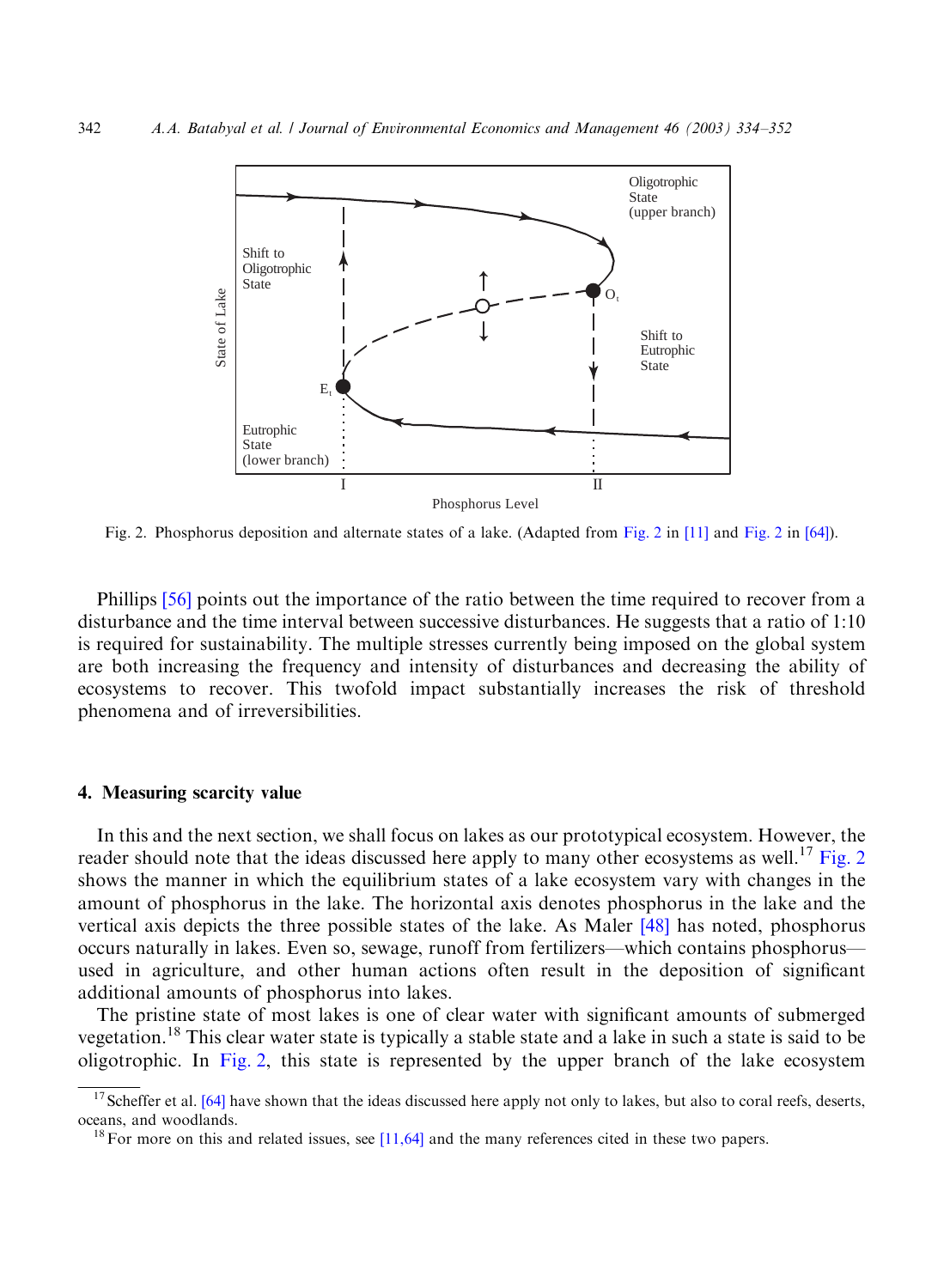Fig. 2. Phosphorus deposition and alternate states of a lake. (Adapted from Fig. 2 in [11] and Fig. 2 in [64]).

Phillips [56] points out the importance of the ratio between the time required to recover from a disturbance and the time interval between successive disturbances. He suggests that a ratio of 1:10 is required for sustainability. The multiple stresses currently being imposed on the global system are both increasing the frequency and intensity of disturbances and decreasing the ability of ecosystems to recover. This twofold impact substantially increases the risk of threshold phenomena and of irreversibilities.

## 4. Measuring scarcity value

In this and the next section, we shall focus on lakes as our prototypical ecosystem. However, the reader should note that the ideas discussed here apply to many other ecosystems as well.[17] Fig. 2 shows the manner in which the equilibrium states of a lake ecosystem vary with changes in the amount of phosphorus in the lake. The horizontal axis denotes phosphorus in the lake and the vertical axis depicts the three possible states of the lake. As Maler [48] has noted, phosphorus occurs naturally in lakes. Even so, sewage, runoff from fertilizers—which contains phosphorus—used in agriculture, and other human actions often result in the deposition of significant additional amounts of phosphorus into lakes.

The pristine state of most lakes is one of clear water with significant amounts of submerged vegetation.[18] This clear water state is typically a stable state and a lake in such a state is said to be oligotrophic. In Fig. 2, this state is represented by the upper branch of the lake ecosystem

[17] Scheffer et al. [64] have shown that the ideas discussed here apply not only to lakes, but also to coral reefs, deserts, oceans, and woodlands.

[18] For more on this and related issues, see [11,64] and the many references cited in these two papers.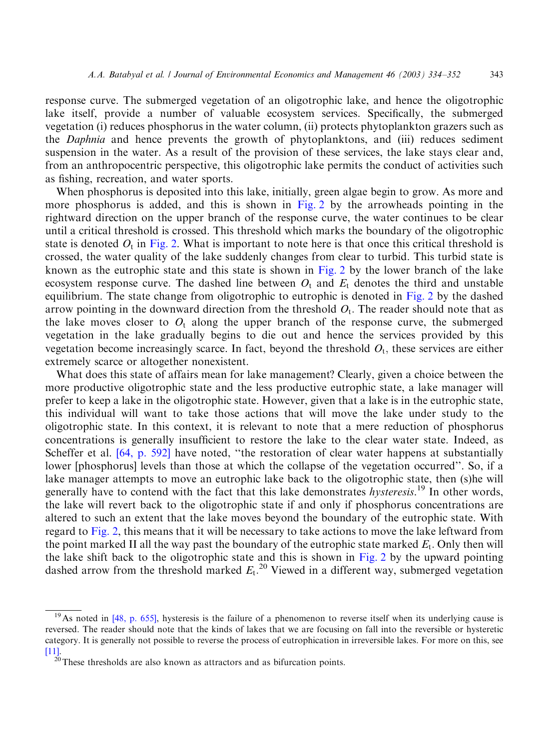response curve. The submerged vegetation of an oligotrophic lake, and hence the oligotrophic lake itself, provide a number of valuable ecosystem services. Specifically, the submerged vegetation (i) reduces phosphorus in the water column, (ii) protects phytoplankton grazers such as the *Daphnia* and hence prevents the growth of phytoplanktons, and (iii) reduces sediment suspension in the water. As a result of the provision of these services, the lake stays clear and, from an anthropocentric perspective, this oligotrophic lake permits the conduct of activities such as fishing, recreation, and water sports.

When phosphorus is deposited into this lake, initially, green algae begin to grow. As more and more phosphorus is added, and this is shown in Fig. 2 by the arrowheads pointing in the rightward direction on the upper branch of the response curve, the water continues to be clear until a critical threshold is crossed. This threshold which marks the boundary of the oligotrophic state is denoted $O_t$ in Fig. 2. What is important to note here is that once this critical threshold is crossed, the water quality of the lake suddenly changes from clear to turbid. This turbid state is known as the eutrophic state and this state is shown in Fig. 2 by the lower branch of the lake ecosystem response curve. The dashed line between $O_t$ and $E_t$ denotes the third and unstable equilibrium. The state change from oligotrophic to eutrophic is denoted in Fig. 2 by the dashed arrow pointing in the downward direction from the threshold $O_t$. The reader should note that as the lake moves closer to $O_t$ along the upper branch of the response curve, the submerged vegetation in the lake gradually begins to die out and hence the services provided by this vegetation become increasingly scarce. In fact, beyond the threshold $O_t$, these services are either extremely scarce or altogether nonexistent.

What does this state of affairs mean for lake management? Clearly, given a choice between the more productive oligotrophic state and the less productive eutrophic state, a lake manager will prefer to keep a lake in the oligotrophic state. However, given that a lake is in the eutrophic state, this individual will want to take those actions that will move the lake under study to the oligotrophic state. In this context, it is relevant to note that a mere reduction of phosphorus concentrations is generally insufficient to restore the lake to the clear water state. Indeed, as Scheffer et al. [64, p. 592] have noted, "the restoration of clear water happens at substantially lower [phosphorus] levels than those at which the collapse of the vegetation occurred". So, if a lake manager attempts to move an eutrophic lake back to the oligotrophic state, then (s)he will generally have to contend with the fact that this lake demonstrates *hysteresis*.[19] In other words, the lake will revert back to the oligotrophic state if and only if phosphorus concentrations are altered to such an extent that the lake moves beyond the boundary of the eutrophic state. With regard to Fig. 2, this means that it will be necessary to take actions to move the lake leftward from the point marked II all the way past the boundary of the eutrophic state marked $E_t$. Only then will the lake shift back to the oligotrophic state and this is shown in Fig. 2 by the upward pointing dashed arrow from the threshold marked $E_t$.[20] Viewed in a different way, submerged vegetation

[19] As noted in [48, p. 655], hysteresis is the failure of a phenomenon to reverse itself when its underlying cause is reversed. The reader should note that the kinds of lakes that we are focusing on fall into the reversible or hysteretic category. It is generally not possible to reverse the process of eutrophication in irreversible lakes. For more on this, see [11].

[20] These thresholds are also known as attractors and as bifurcation points.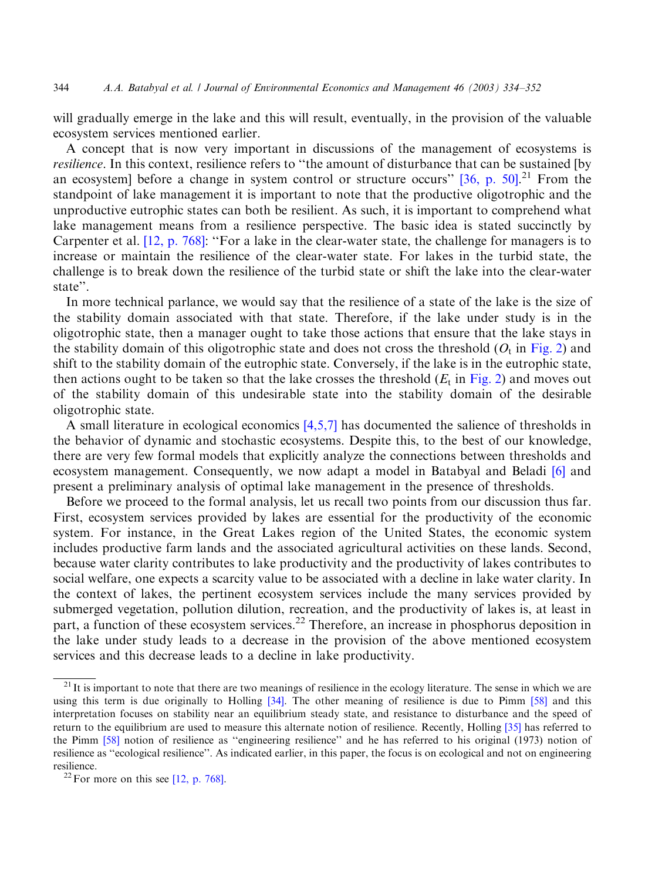will gradually emerge in the lake and this will result, eventually, in the provision of the valuable ecosystem services mentioned earlier.

A concept that is now very important in discussions of the management of ecosystems is *resilience*. In this context, resilience refers to "the amount of disturbance that can be sustained [by an ecosystem] before a change in system control or structure occurs" [36, p. 50].[21] From the standpoint of lake management it is important to note that the productive oligotrophic and the unproductive eutrophic states can both be resilient. As such, it is important to comprehend what lake management means from a resilience perspective. The basic idea is stated succinctly by Carpenter et al. [12, p. 768]: "For a lake in the clear-water state, the challenge for managers is to increase or maintain the resilience of the clear-water state. For lakes in the turbid state, the challenge is to break down the resilience of the turbid state or shift the lake into the clear-water state".

In more technical parlance, we would say that the resilience of a state of the lake is the size of the stability domain associated with that state. Therefore, if the lake under study is in the oligotrophic state, then a manager ought to take those actions that ensure that the lake stays in the stability domain of this oligotrophic state and does not cross the threshold ($O_t$ in Fig. 2) and shift to the stability domain of the eutrophic state. Conversely, if the lake is in the eutrophic state, then actions ought to be taken so that the lake crosses the threshold ($E_t$ in Fig. 2) and moves out of the stability domain of this undesirable state into the stability domain of the desirable oligotrophic state.

A small literature in ecological economics [4,5,7] has documented the salience of thresholds in the behavior of dynamic and stochastic ecosystems. Despite this, to the best of our knowledge, there are very few formal models that explicitly analyze the connections between thresholds and ecosystem management. Consequently, we now adapt a model in Batabyal and Beladi [6] and present a preliminary analysis of optimal lake management in the presence of thresholds.

Before we proceed to the formal analysis, let us recall two points from our discussion thus far. First, ecosystem services provided by lakes are essential for the productivity of the economic system. For instance, in the Great Lakes region of the United States, the economic system includes productive farm lands and the associated agricultural activities on these lands. Second, because water clarity contributes to lake productivity and the productivity of lakes contributes to social welfare, one expects a scarcity value to be associated with a decline in lake water clarity. In the context of lakes, the pertinent ecosystem services include the many services provided by submerged vegetation, pollution dilution, recreation, and the productivity of lakes is, at least in part, a function of these ecosystem services.[22] Therefore, an increase in phosphorus deposition in the lake under study leads to a decrease in the provision of the above mentioned ecosystem services and this decrease leads to a decline in lake productivity.

[21] It is important to note that there are two meanings of resilience in the ecology literature. The sense in which we are using this term is due originally to Holling [34]. The other meaning of resilience is due to Pimm [58] and this interpretation focuses on stability near an equilibrium steady state, and resistance to disturbance and the speed of return to the equilibrium are used to measure this alternate notion of resilience. Recently, Holling [35] has referred to the Pimm [58] notion of resilience as "engineering resilience" and he has referred to his original (1973) notion of resilience as "ecological resilience". As indicated earlier, in this paper, the focus is on ecological and not on engineering resilience.

[22] For more on this see [12, p. 768].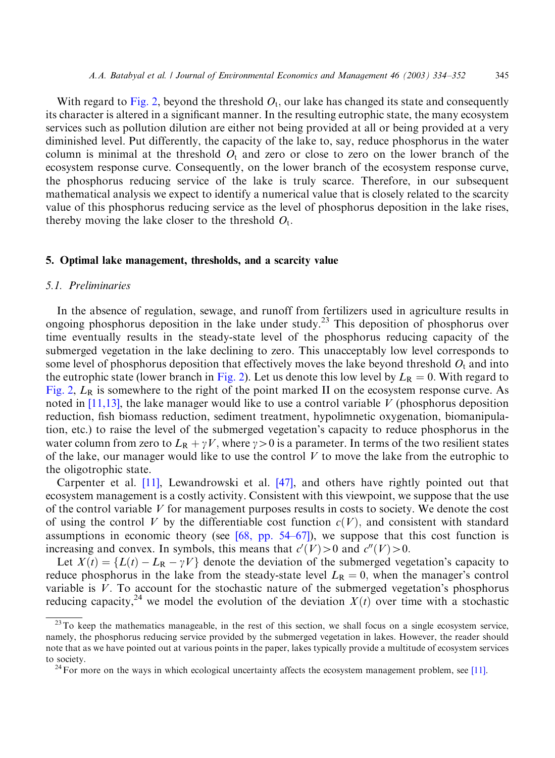With regard to Fig. 2, beyond the threshold $O_t$, our lake has changed its state and consequently its character is altered in a significant manner. In the resulting eutrophic state, the many ecosystem services such as pollution dilution are either not being provided at all or being provided at a very diminished level. Put differently, the capacity of the lake to, say, reduce phosphorus in the water column is minimal at the threshold $O_t$ and zero or close to zero on the lower branch of the ecosystem response curve. Consequently, on the lower branch of the ecosystem response curve, the phosphorus reducing service of the lake is truly scarce. Therefore, in our subsequent mathematical analysis we expect to identify a numerical value that is closely related to the scarcity value of this phosphorus reducing service as the level of phosphorus deposition in the lake rises, thereby moving the lake closer to the threshold $O_t$.

## 5. Optimal lake management, thresholds, and a scarcity value

### *5.1. Preliminaries*

In the absence of regulation, sewage, and runoff from fertilizers used in agriculture results in ongoing phosphorus deposition in the lake under study.[23] This deposition of phosphorus over time eventually results in the steady-state level of the phosphorus reducing capacity of the submerged vegetation in the lake declining to zero. This unacceptably low level corresponds to some level of phosphorus deposition that effectively moves the lake beyond threshold $O_t$ and into the eutrophic state (lower branch in Fig. 2). Let us denote this low level by $L_R = 0$. With regard to Fig. 2, $L_R$ is somewhere to the right of the point marked II on the ecosystem response curve. As noted in [11,13], the lake manager would like to use a control variable $V$ (phosphorus deposition reduction, fish biomass reduction, sediment treatment, hypolimnetic oxygenation, biomanipulation, etc.) to raise the level of the submerged vegetation's capacity to reduce phosphorus in the water column from zero to $L_R + \gamma V$, where $\gamma > 0$ is a parameter. In terms of the two resilient states of the lake, our manager would like to use the control $V$ to move the lake from the eutrophic to the oligotrophic state.

Carpenter et al. [11], Lewandrowski et al. [47], and others have rightly pointed out that ecosystem management is a costly activity. Consistent with this viewpoint, we suppose that the use of the control variable $V$ for management purposes results in costs to society. We denote the cost of using the control $V$ by the differentiable cost function $c(V)$, and consistent with standard assumptions in economic theory (see [68, pp. 54–67]), we suppose that this cost function is increasing and convex. In symbols, this means that $c'(V) > 0$ and $c''(V) > 0$.

Let $X(t) = \{L(t) - L_R - \gamma V\}$ denote the deviation of the submerged vegetation's capacity to reduce phosphorus in the lake from the steady-state level $L_R = 0$, when the manager's control variable is $V$. To account for the stochastic nature of the submerged vegetation's phosphorus reducing capacity,[24] we model the evolution of the deviation $X(t)$ over time with a stochastic

[23] To keep the mathematics manageable, in the rest of this section, we shall focus on a single ecosystem service, namely, the phosphorus reducing service provided by the submerged vegetation in lakes. However, the reader should note that as we have pointed out at various points in the paper, lakes typically provide a multitude of ecosystem services to society.

[24] For more on the ways in which ecological uncertainty affects the ecosystem management problem, see [11].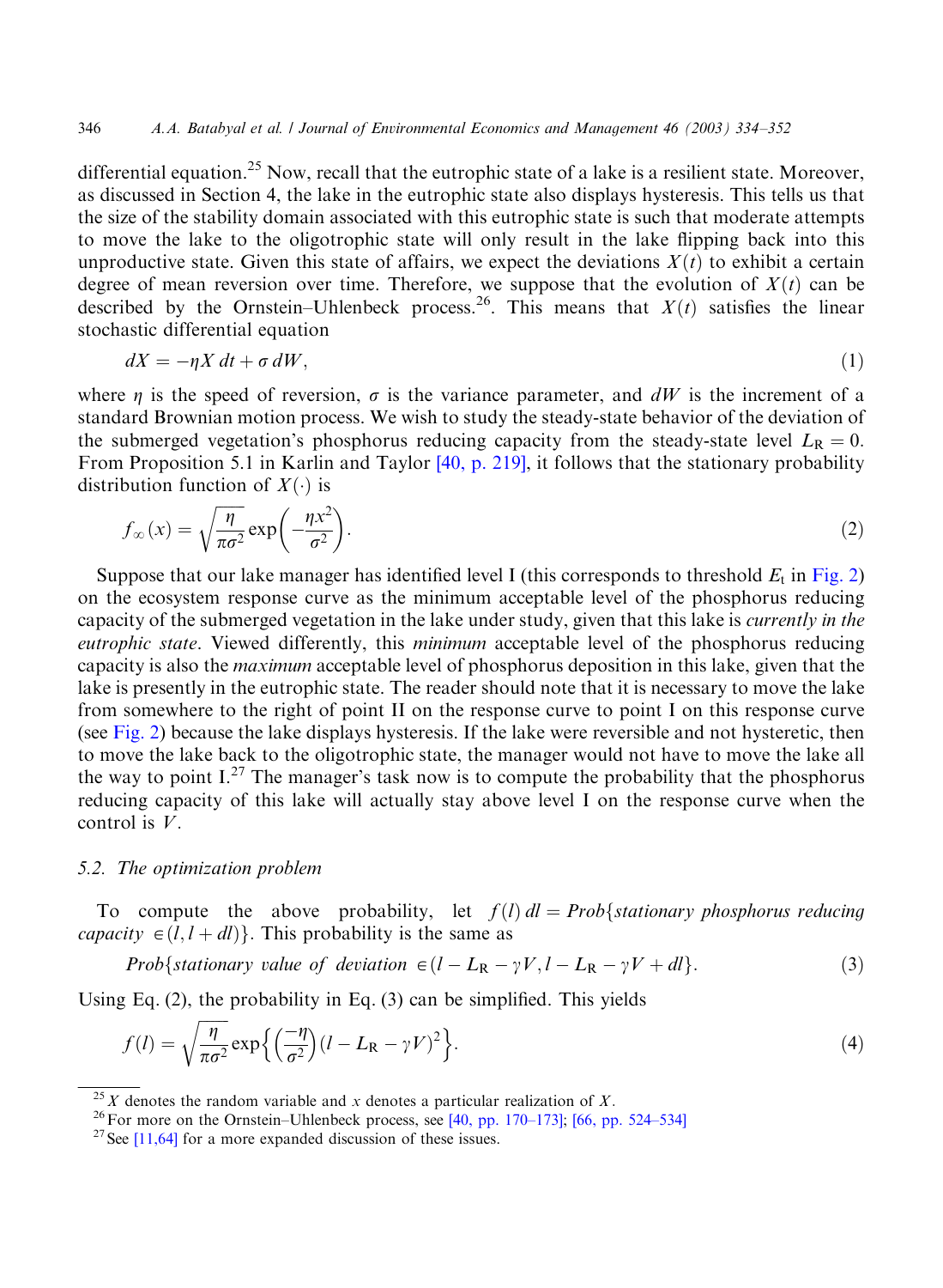differential equation.[25] Now, recall that the eutrophic state of a lake is a resilient state. Moreover, as discussed in Section 4, the lake in the eutrophic state also displays hysteresis. This tells us that the size of the stability domain associated with this eutrophic state is such that moderate attempts to move the lake to the oligotrophic state will only result in the lake flipping back into this unproductive state. Given this state of affairs, we expect the deviations $X(t)$ to exhibit a certain degree of mean reversion over time. Therefore, we suppose that the evolution of $X(t)$ can be described by the Ornstein–Uhlenbeck process.[26]. This means that $X(t)$ satisfies the linear stochastic differential equation

$$dX = -\eta X \, dt + \sigma \, dW, \tag{1}$$

where $\eta$ is the speed of reversion, $\sigma$ is the variance parameter, and $dW$ is the increment of a standard Brownian motion process. We wish to study the steady-state behavior of the deviation of the submerged vegetation's phosphorus reducing capacity from the steady-state level $L_R = 0$. From Proposition 5.1 in Karlin and Taylor [40, p. 219], it follows that the stationary probability distribution function of $X(\cdot)$ is

$$f_{\infty}(x) = \sqrt{\frac{\eta}{\pi\sigma^2}} \exp\left(-\frac{\eta x^2}{\sigma^2}\right). \tag{2}$$

Suppose that our lake manager has identified level I (this corresponds to threshold $E_t$ in Fig. 2) on the ecosystem response curve as the minimum acceptable level of the phosphorus reducing capacity of the submerged vegetation in the lake under study, given that this lake is *currently in the eutrophic state*. Viewed differently, this *minimum* acceptable level of the phosphorus reducing capacity is also the *maximum* acceptable level of phosphorus deposition in this lake, given that the lake is presently in the eutrophic state. The reader should note that it is necessary to move the lake from somewhere to the right of point II on the response curve to point I on this response curve (see Fig. 2) because the lake displays hysteresis. If the lake were reversible and not hysteretic, then to move the lake back to the oligotrophic state, the manager would not have to move the lake all the way to point I.[27] The manager's task now is to compute the probability that the phosphorus reducing capacity of this lake will actually stay above level I on the response curve when the control is $V$.

### 5.2. The optimization problem

To compute the above probability, let $f(l)\,dl = Prob\{$*stationary phosphorus reducing capacity* $\in (l, l + dl)\}$. This probability is the same as

$$Prob\{\textit{stationary value of deviation} \in (l - L_R - \gamma V, l - L_R - \gamma V + dl\}. \tag{3}$$

Using Eq. (2), the probability in Eq. (3) can be simplified. This yields

$$f(l) = \sqrt{\frac{\eta}{\pi\sigma^2}} \exp\left\{\left(\frac{-\eta}{\sigma^2}\right)(l - L_R - \gamma V)^2\right\}. \tag{4}$$

---

[25] $X$ denotes the random variable and $x$ denotes a particular realization of $X$.

[26] For more on the Ornstein–Uhlenbeck process, see [40, pp. 170–173]; [66, pp. 524–534]

[27] See [11,64] for a more expanded discussion of these issues.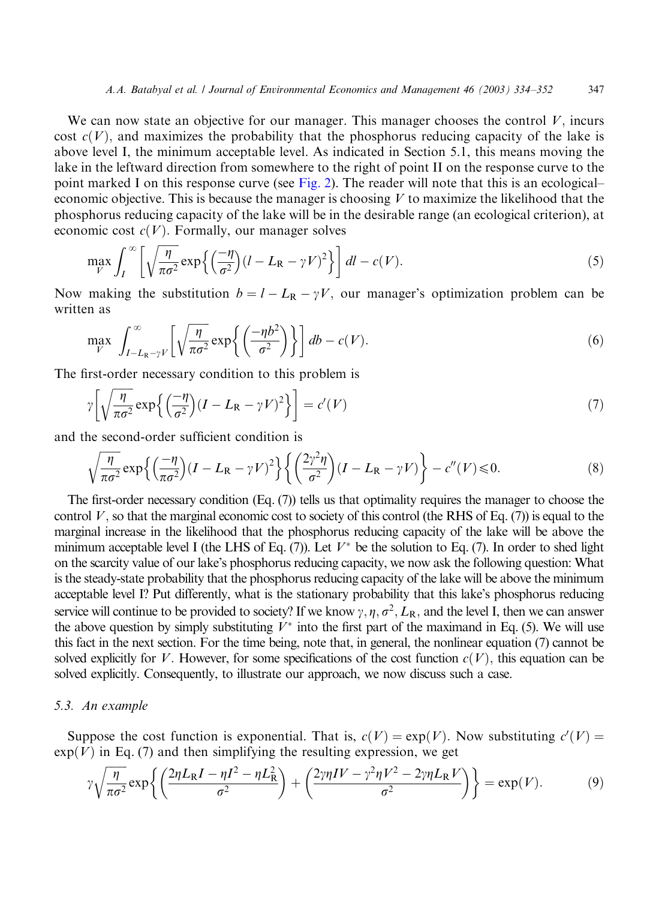We can now state an objective for our manager. This manager chooses the control $V$, incurs cost $c(V)$, and maximizes the probability that the phosphorus reducing capacity of the lake is above level I, the minimum acceptable level. As indicated in Section 5.1, this means moving the lake in the leftward direction from somewhere to the right of point II on the response curve to the point marked I on this response curve (see Fig. 2). The reader will note that this is an ecological–economic objective. This is because the manager is choosing $V$ to maximize the likelihood that the phosphorus reducing capacity of the lake will be in the desirable range (an ecological criterion), at economic cost $c(V)$. Formally, our manager solves

$$\max_{V} \int_{I}^{\infty} \left[ \sqrt{\frac{\eta}{\pi\sigma^2}} \exp\left\{ \left(\frac{-\eta}{\sigma^2}\right) (l - L_{\mathrm{R}} - \gamma V)^2 \right\} \right] dl - c(V). \tag{5}$$

Now making the substitution $b = l - L_{\mathrm{R}} - \gamma V$, our manager's optimization problem can be written as

$$\max_{V} \int_{I - L_{\mathrm{R}} - \gamma V}^{\infty} \left[ \sqrt{\frac{\eta}{\pi\sigma^2}} \exp\left\{ \left(\frac{-\eta b^2}{\sigma^2}\right) \right\} \right] db - c(V). \tag{6}$$

The first-order necessary condition to this problem is

$$\gamma \left[ \sqrt{\frac{\eta}{\pi\sigma^2}} \exp\left\{ \left(\frac{-\eta}{\sigma^2}\right) (I - L_{\mathrm{R}} - \gamma V)^2 \right\} \right] = c'(V) \tag{7}$$

and the second-order sufficient condition is

$$\sqrt{\frac{\eta}{\pi\sigma^2}} \exp\left\{ \left(\frac{-\eta}{\pi\sigma^2}\right) (I - L_{\mathrm{R}} - \gamma V)^2 \right\} \left\{ \left(\frac{2\gamma^2\eta}{\sigma^2}\right) (I - L_{\mathrm{R}} - \gamma V) \right\} - c''(V) \leqslant 0. \tag{8}$$

The first-order necessary condition (Eq. (7)) tells us that optimality requires the manager to choose the control $V$, so that the marginal economic cost to society of this control (the RHS of Eq. (7)) is equal to the marginal increase in the likelihood that the phosphorus reducing capacity of the lake will be above the minimum acceptable level I (the LHS of Eq. (7)). Let $V^*$ be the solution to Eq. (7). In order to shed light on the scarcity value of our lake's phosphorus reducing capacity, we now ask the following question: What is the steady-state probability that the phosphorus reducing capacity of the lake will be above the minimum acceptable level I? Put differently, what is the stationary probability that this lake's phosphorus reducing service will continue to be provided to society? If we know $\gamma, \eta, \sigma^2, L_{\mathrm{R}}$, and the level I, then we can answer the above question by simply substituting $V^*$ into the first part of the maximand in Eq. (5). We will use this fact in the next section. For the time being, note that, in general, the nonlinear equation (7) cannot be solved explicitly for $V$. However, for some specifications of the cost function $c(V)$, this equation can be solved explicitly. Consequently, to illustrate our approach, we now discuss such a case.

### 5.3. An example

Suppose the cost function is exponential. That is, $c(V) = \exp(V)$. Now substituting $c'(V) = \exp(V)$ in Eq. (7) and then simplifying the resulting expression, we get

$$\gamma \sqrt{\frac{\eta}{\pi\sigma^2}} \exp\left\{ \left( \frac{2\eta L_{\mathrm{R}} I - \eta I^2 - \eta L_{\mathrm{R}}^2}{\sigma^2} \right) + \left( \frac{2\gamma\eta I V - \gamma^2 \eta V^2 - 2\gamma\eta L_{\mathrm{R}} V}{\sigma^2} \right) \right\} = \exp(V). \tag{9}$$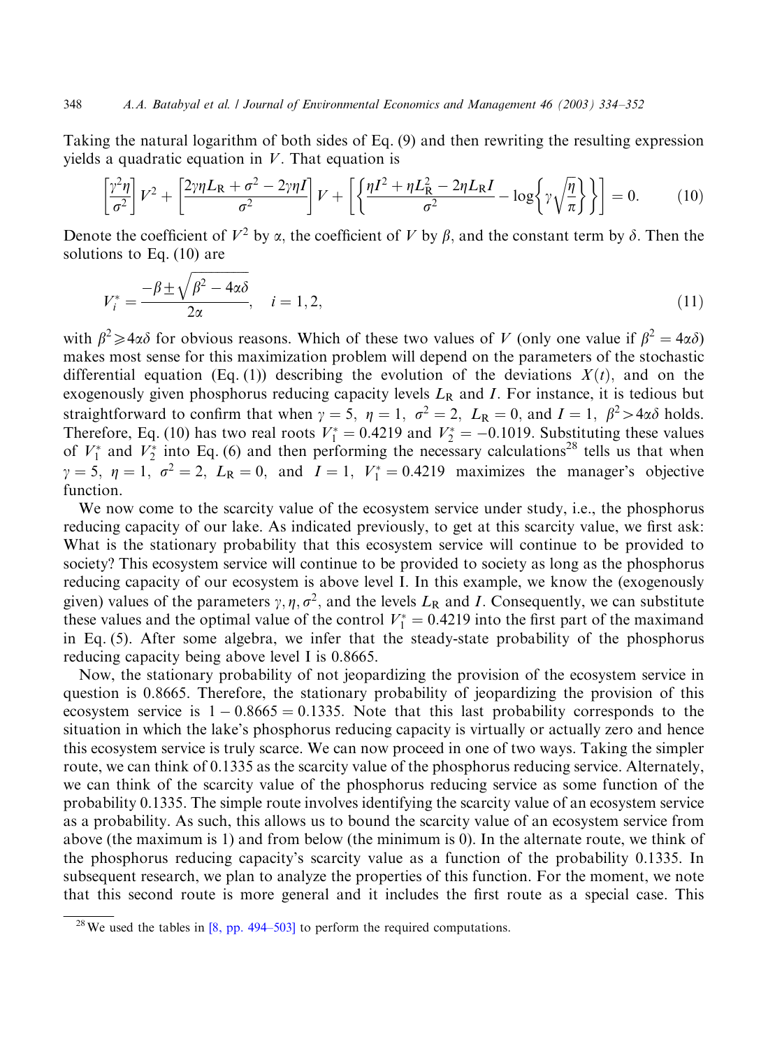Taking the natural logarithm of both sides of Eq. (9) and then rewriting the resulting expression yields a quadratic equation in $V$. That equation is

$$\left[\frac{\gamma^2\eta}{\sigma^2}\right]V^2 + \left[\frac{2\gamma\eta L_{\mathrm{R}} + \sigma^2 - 2\gamma\eta I}{\sigma^2}\right]V + \left[\left\{\frac{\eta I^2 + \eta L_{\mathrm{R}}^2 - 2\eta L_{\mathrm{R}} I}{\sigma^2} - \log\left\{\gamma\sqrt{\frac{\eta}{\pi}}\right\}\right\}\right] = 0. \tag{10}$$

Denote the coefficient of $V^2$ by $\alpha$, the coefficient of $V$ by $\beta$, and the constant term by $\delta$. Then the solutions to Eq. (10) are

$$V_i^* = \frac{-\beta \pm \sqrt{\beta^2 - 4\alpha\delta}}{2\alpha}, \quad i = 1, 2, \tag{11}$$

with $\beta^2 \geqslant 4\alpha\delta$ for obvious reasons. Which of these two values of $V$ (only one value if $\beta^2 = 4\alpha\delta$) makes most sense for this maximization problem will depend on the parameters of the stochastic differential equation (Eq. (1)) describing the evolution of the deviations $X(t)$, and on the exogenously given phosphorus reducing capacity levels $L_{\mathrm{R}}$ and $I$. For instance, it is tedious but straightforward to confirm that when $\gamma = 5,\ \eta = 1,\ \sigma^2 = 2,\ L_{\mathrm{R}} = 0$, and $I = 1,\ \beta^2 > 4\alpha\delta$ holds. Therefore, Eq. (10) has two real roots $V_1^* = 0.4219$ and $V_2^* = -0.1019$. Substituting these values of $V_1^*$ and $V_2^*$ into Eq. (6) and then performing the necessary calculations[28] tells us that when $\gamma = 5,\ \eta = 1,\ \sigma^2 = 2,\ L_{\mathrm{R}} = 0$, and $I = 1,\ V_1^* = 0.4219$ maximizes the manager's objective function.

We now come to the scarcity value of the ecosystem service under study, i.e., the phosphorus reducing capacity of our lake. As indicated previously, to get at this scarcity value, we first ask: What is the stationary probability that this ecosystem service will continue to be provided to society? This ecosystem service will continue to be provided to society as long as the phosphorus reducing capacity of our ecosystem is above level I. In this example, we know the (exogenously given) values of the parameters $\gamma, \eta, \sigma^2$, and the levels $L_{\mathrm{R}}$ and $I$. Consequently, we can substitute these values and the optimal value of the control $V_1^* = 0.4219$ into the first part of the maximand in Eq. (5). After some algebra, we infer that the steady-state probability of the phosphorus reducing capacity being above level I is 0.8665.

Now, the stationary probability of not jeopardizing the provision of the ecosystem service in question is 0.8665. Therefore, the stationary probability of jeopardizing the provision of this ecosystem service is $1 - 0.8665 = 0.1335$. Note that this last probability corresponds to the situation in which the lake's phosphorus reducing capacity is virtually or actually zero and hence this ecosystem service is truly scarce. We can now proceed in one of two ways. Taking the simpler route, we can think of 0.1335 as the scarcity value of the phosphorus reducing service. Alternately, we can think of the scarcity value of the phosphorus reducing service as some function of the probability 0.1335. The simple route involves identifying the scarcity value of an ecosystem service as a probability. As such, this allows us to bound the scarcity value of an ecosystem service from above (the maximum is 1) and from below (the minimum is 0). In the alternate route, we think of the phosphorus reducing capacity's scarcity value as a function of the probability 0.1335. In subsequent research, we plan to analyze the properties of this function. For the moment, we note that this second route is more general and it includes the first route as a special case. This

[28] We used the tables in [8, pp. 494–503] to perform the required computations.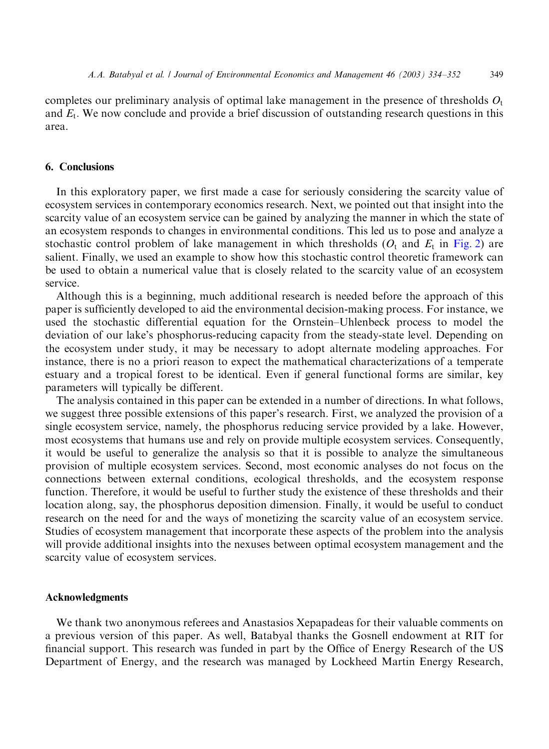completes our preliminary analysis of optimal lake management in the presence of thresholds $O_t$ and $E_t$. We now conclude and provide a brief discussion of outstanding research questions in this area.

## 6. Conclusions

In this exploratory paper, we first made a case for seriously considering the scarcity value of ecosystem services in contemporary economics research. Next, we pointed out that insight into the scarcity value of an ecosystem service can be gained by analyzing the manner in which the state of an ecosystem responds to changes in environmental conditions. This led us to pose and analyze a stochastic control problem of lake management in which thresholds ($O_t$ and $E_t$ in Fig. 2) are salient. Finally, we used an example to show how this stochastic control theoretic framework can be used to obtain a numerical value that is closely related to the scarcity value of an ecosystem service.

Although this is a beginning, much additional research is needed before the approach of this paper is sufficiently developed to aid the environmental decision-making process. For instance, we used the stochastic differential equation for the Ornstein–Uhlenbeck process to model the deviation of our lake's phosphorus-reducing capacity from the steady-state level. Depending on the ecosystem under study, it may be necessary to adopt alternate modeling approaches. For instance, there is no a priori reason to expect the mathematical characterizations of a temperate estuary and a tropical forest to be identical. Even if general functional forms are similar, key parameters will typically be different.

The analysis contained in this paper can be extended in a number of directions. In what follows, we suggest three possible extensions of this paper's research. First, we analyzed the provision of a single ecosystem service, namely, the phosphorus reducing service provided by a lake. However, most ecosystems that humans use and rely on provide multiple ecosystem services. Consequently, it would be useful to generalize the analysis so that it is possible to analyze the simultaneous provision of multiple ecosystem services. Second, most economic analyses do not focus on the connections between external conditions, ecological thresholds, and the ecosystem response function. Therefore, it would be useful to further study the existence of these thresholds and their location along, say, the phosphorus deposition dimension. Finally, it would be useful to conduct research on the need for and the ways of monetizing the scarcity value of an ecosystem service. Studies of ecosystem management that incorporate these aspects of the problem into the analysis will provide additional insights into the nexuses between optimal ecosystem management and the scarcity value of ecosystem services.

## Acknowledgments

We thank two anonymous referees and Anastasios Xepapadeas for their valuable comments on a previous version of this paper. As well, Batabyal thanks the Gosnell endowment at RIT for financial support. This research was funded in part by the Office of Energy Research of the US Department of Energy, and the research was managed by Lockheed Martin Energy Research,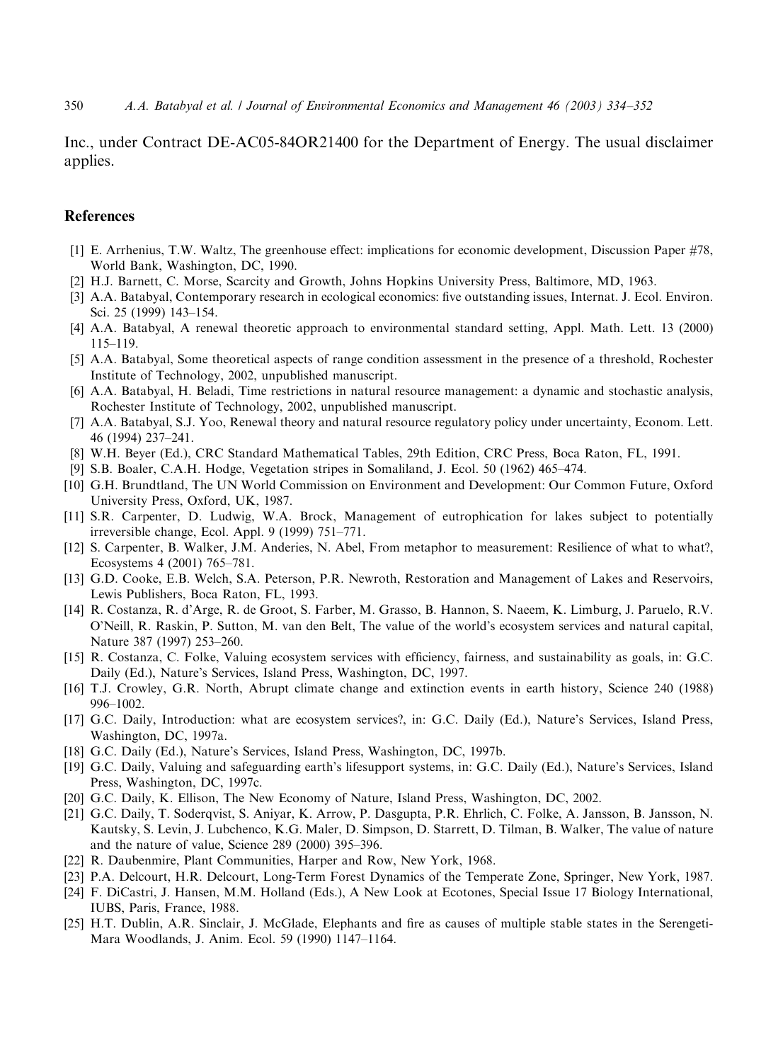Inc., under Contract DE-AC05-84OR21400 for the Department of Energy. The usual disclaimer applies.

## References

[1] E. Arrhenius, T.W. Waltz, The greenhouse effect: implications for economic development, Discussion Paper #78, World Bank, Washington, DC, 1990.

[2] H.J. Barnett, C. Morse, Scarcity and Growth, Johns Hopkins University Press, Baltimore, MD, 1963.

[3] A.A. Batabyal, Contemporary research in ecological economics: five outstanding issues, Internat. J. Ecol. Environ. Sci. 25 (1999) 143–154.

[4] A.A. Batabyal, A renewal theoretic approach to environmental standard setting, Appl. Math. Lett. 13 (2000) 115–119.

[5] A.A. Batabyal, Some theoretical aspects of range condition assessment in the presence of a threshold, Rochester Institute of Technology, 2002, unpublished manuscript.

[6] A.A. Batabyal, H. Beladi, Time restrictions in natural resource management: a dynamic and stochastic analysis, Rochester Institute of Technology, 2002, unpublished manuscript.

[7] A.A. Batabyal, S.J. Yoo, Renewal theory and natural resource regulatory policy under uncertainty, Econom. Lett. 46 (1994) 237–241.

[8] W.H. Beyer (Ed.), CRC Standard Mathematical Tables, 29th Edition, CRC Press, Boca Raton, FL, 1991.

[9] S.B. Boaler, C.A.H. Hodge, Vegetation stripes in Somaliland, J. Ecol. 50 (1962) 465–474.

[10] G.H. Brundtland, The UN World Commission on Environment and Development: Our Common Future, Oxford University Press, Oxford, UK, 1987.

[11] S.R. Carpenter, D. Ludwig, W.A. Brock, Management of eutrophication for lakes subject to potentially irreversible change, Ecol. Appl. 9 (1999) 751–771.

[12] S. Carpenter, B. Walker, J.M. Anderies, N. Abel, From metaphor to measurement: Resilience of what to what?, Ecosystems 4 (2001) 765–781.

[13] G.D. Cooke, E.B. Welch, S.A. Peterson, P.R. Newroth, Restoration and Management of Lakes and Reservoirs, Lewis Publishers, Boca Raton, FL, 1993.

[14] R. Costanza, R. d'Arge, R. de Groot, S. Farber, M. Grasso, B. Hannon, S. Naeem, K. Limburg, J. Paruelo, R.V. O'Neill, R. Raskin, P. Sutton, M. van den Belt, The value of the world's ecosystem services and natural capital, Nature 387 (1997) 253–260.

[15] R. Costanza, C. Folke, Valuing ecosystem services with efficiency, fairness, and sustainability as goals, in: G.C. Daily (Ed.), Nature's Services, Island Press, Washington, DC, 1997.

[16] T.J. Crowley, G.R. North, Abrupt climate change and extinction events in earth history, Science 240 (1988) 996–1002.

[17] G.C. Daily, Introduction: what are ecosystem services?, in: G.C. Daily (Ed.), Nature's Services, Island Press, Washington, DC, 1997a.

[18] G.C. Daily (Ed.), Nature's Services, Island Press, Washington, DC, 1997b.

[19] G.C. Daily, Valuing and safeguarding earth's lifesupport systems, in: G.C. Daily (Ed.), Nature's Services, Island Press, Washington, DC, 1997c.

[20] G.C. Daily, K. Ellison, The New Economy of Nature, Island Press, Washington, DC, 2002.

[21] G.C. Daily, T. Soderqvist, S. Aniyar, K. Arrow, P. Dasgupta, P.R. Ehrlich, C. Folke, A. Jansson, B. Jansson, N. Kautsky, S. Levin, J. Lubchenco, K.G. Maler, D. Simpson, D. Starrett, D. Tilman, B. Walker, The value of nature and the nature of value, Science 289 (2000) 395–396.

[22] R. Daubenmire, Plant Communities, Harper and Row, New York, 1968.

[23] P.A. Delcourt, H.R. Delcourt, Long-Term Forest Dynamics of the Temperate Zone, Springer, New York, 1987.

[24] F. DiCastri, J. Hansen, M.M. Holland (Eds.), A New Look at Ecotones, Special Issue 17 Biology International, IUBS, Paris, France, 1988.

[25] H.T. Dublin, A.R. Sinclair, J. McGlade, Elephants and fire as causes of multiple stable states in the Serengeti-Mara Woodlands, J. Anim. Ecol. 59 (1990) 1147–1164.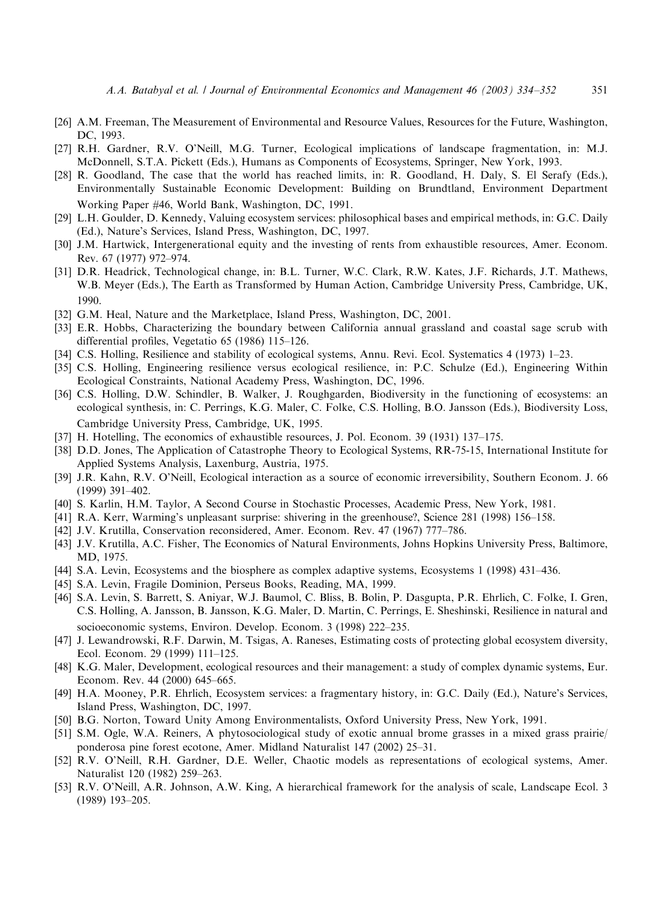[26] A.M. Freeman, The Measurement of Environmental and Resource Values, Resources for the Future, Washington, DC, 1993.

[27] R.H. Gardner, R.V. O'Neill, M.G. Turner, Ecological implications of landscape fragmentation, in: M.J. McDonnell, S.T.A. Pickett (Eds.), Humans as Components of Ecosystems, Springer, New York, 1993.

[28] R. Goodland, The case that the world has reached limits, in: R. Goodland, H. Daly, S. El Serafy (Eds.), Environmentally Sustainable Economic Development: Building on Brundtland, Environment Department Working Paper #46, World Bank, Washington, DC, 1991.

[29] L.H. Goulder, D. Kennedy, Valuing ecosystem services: philosophical bases and empirical methods, in: G.C. Daily (Ed.), Nature's Services, Island Press, Washington, DC, 1997.

[30] J.M. Hartwick, Intergenerational equity and the investing of rents from exhaustible resources, Amer. Econom. Rev. 67 (1977) 972–974.

[31] D.R. Headrick, Technological change, in: B.L. Turner, W.C. Clark, R.W. Kates, J.F. Richards, J.T. Mathews, W.B. Meyer (Eds.), The Earth as Transformed by Human Action, Cambridge University Press, Cambridge, UK, 1990.

[32] G.M. Heal, Nature and the Marketplace, Island Press, Washington, DC, 2001.

[33] E.R. Hobbs, Characterizing the boundary between California annual grassland and coastal sage scrub with differential profiles, Vegetatio 65 (1986) 115–126.

[34] C.S. Holling, Resilience and stability of ecological systems, Annu. Revi. Ecol. Systematics 4 (1973) 1–23.

[35] C.S. Holling, Engineering resilience versus ecological resilience, in: P.C. Schulze (Ed.), Engineering Within Ecological Constraints, National Academy Press, Washington, DC, 1996.

[36] C.S. Holling, D.W. Schindler, B. Walker, J. Roughgarden, Biodiversity in the functioning of ecosystems: an ecological synthesis, in: C. Perrings, K.G. Maler, C. Folke, C.S. Holling, B.O. Jansson (Eds.), Biodiversity Loss, Cambridge University Press, Cambridge, UK, 1995.

[37] H. Hotelling, The economics of exhaustible resources, J. Pol. Econom. 39 (1931) 137–175.

[38] D.D. Jones, The Application of Catastrophe Theory to Ecological Systems, RR-75-15, International Institute for Applied Systems Analysis, Laxenburg, Austria, 1975.

[39] J.R. Kahn, R.V. O'Neill, Ecological interaction as a source of economic irreversibility, Southern Econom. J. 66 (1999) 391–402.

[40] S. Karlin, H.M. Taylor, A Second Course in Stochastic Processes, Academic Press, New York, 1981.

[41] R.A. Kerr, Warming's unpleasant surprise: shivering in the greenhouse?, Science 281 (1998) 156–158.

[42] J.V. Krutilla, Conservation reconsidered, Amer. Econom. Rev. 47 (1967) 777–786.

[43] J.V. Krutilla, A.C. Fisher, The Economics of Natural Environments, Johns Hopkins University Press, Baltimore, MD, 1975.

[44] S.A. Levin, Ecosystems and the biosphere as complex adaptive systems, Ecosystems 1 (1998) 431–436.

[45] S.A. Levin, Fragile Dominion, Perseus Books, Reading, MA, 1999.

[46] S.A. Levin, S. Barrett, S. Aniyar, W.J. Baumol, C. Bliss, B. Bolin, P. Dasgupta, P.R. Ehrlich, C. Folke, I. Gren, C.S. Holling, A. Jansson, B. Jansson, K.G. Maler, D. Martin, C. Perrings, E. Sheshinski, Resilience in natural and socioeconomic systems, Environ. Develop. Econom. 3 (1998) 222–235.

[47] J. Lewandrowski, R.F. Darwin, M. Tsigas, A. Raneses, Estimating costs of protecting global ecosystem diversity, Ecol. Econom. 29 (1999) 111–125.

[48] K.G. Maler, Development, ecological resources and their management: a study of complex dynamic systems, Eur. Econom. Rev. 44 (2000) 645–665.

[49] H.A. Mooney, P.R. Ehrlich, Ecosystem services: a fragmentary history, in: G.C. Daily (Ed.), Nature's Services, Island Press, Washington, DC, 1997.

[50] B.G. Norton, Toward Unity Among Environmentalists, Oxford University Press, New York, 1991.

[51] S.M. Ogle, W.A. Reiners, A phytosociological study of exotic annual brome grasses in a mixed grass prairie/ponderosa pine forest ecotone, Amer. Midland Naturalist 147 (2002) 25–31.

[52] R.V. O'Neill, R.H. Gardner, D.E. Weller, Chaotic models as representations of ecological systems, Amer. Naturalist 120 (1982) 259–263.

[53] R.V. O'Neill, A.R. Johnson, A.W. King, A hierarchical framework for the analysis of scale, Landscape Ecol. 3 (1989) 193–205.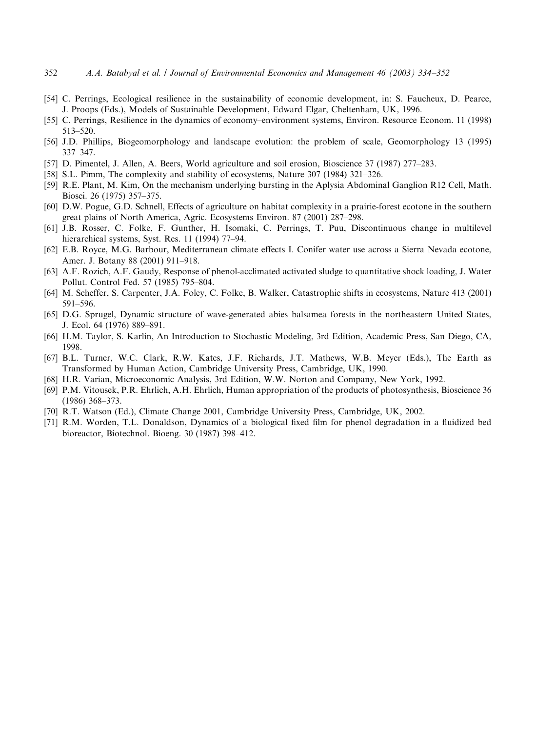[54] C. Perrings, Ecological resilience in the sustainability of economic development, in: S. Faucheux, D. Pearce, J. Proops (Eds.), Models of Sustainable Development, Edward Elgar, Cheltenham, UK, 1996.

[55] C. Perrings, Resilience in the dynamics of economy–environment systems, Environ. Resource Econom. 11 (1998) 513–520.

[56] J.D. Phillips, Biogeomorphology and landscape evolution: the problem of scale, Geomorphology 13 (1995) 337–347.

[57] D. Pimentel, J. Allen, A. Beers, World agriculture and soil erosion, Bioscience 37 (1987) 277–283.

[58] S.L. Pimm, The complexity and stability of ecosystems, Nature 307 (1984) 321–326.

[59] R.E. Plant, M. Kim, On the mechanism underlying bursting in the Aplysia Abdominal Ganglion R12 Cell, Math. Biosci. 26 (1975) 357–375.

[60] D.W. Pogue, G.D. Schnell, Effects of agriculture on habitat complexity in a prairie-forest ecotone in the southern great plains of North America, Agric. Ecosystems Environ. 87 (2001) 287–298.

[61] J.B. Rosser, C. Folke, F. Gunther, H. Isomaki, C. Perrings, T. Puu, Discontinuous change in multilevel hierarchical systems, Syst. Res. 11 (1994) 77–94.

[62] E.B. Royce, M.G. Barbour, Mediterranean climate effects I. Conifer water use across a Sierra Nevada ecotone, Amer. J. Botany 88 (2001) 911–918.

[63] A.F. Rozich, A.F. Gaudy, Response of phenol-acclimated activated sludge to quantitative shock loading, J. Water Pollut. Control Fed. 57 (1985) 795–804.

[64] M. Scheffer, S. Carpenter, J.A. Foley, C. Folke, B. Walker, Catastrophic shifts in ecosystems, Nature 413 (2001) 591–596.

[65] D.G. Sprugel, Dynamic structure of wave-generated abies balsamea forests in the northeastern United States, J. Ecol. 64 (1976) 889–891.

[66] H.M. Taylor, S. Karlin, An Introduction to Stochastic Modeling, 3rd Edition, Academic Press, San Diego, CA, 1998.

[67] B.L. Turner, W.C. Clark, R.W. Kates, J.F. Richards, J.T. Mathews, W.B. Meyer (Eds.), The Earth as Transformed by Human Action, Cambridge University Press, Cambridge, UK, 1990.

[68] H.R. Varian, Microeconomic Analysis, 3rd Edition, W.W. Norton and Company, New York, 1992.

[69] P.M. Vitousek, P.R. Ehrlich, A.H. Ehrlich, Human appropriation of the products of photosynthesis, Bioscience 36 (1986) 368–373.

[70] R.T. Watson (Ed.), Climate Change 2001, Cambridge University Press, Cambridge, UK, 2002.

[71] R.M. Worden, T.L. Donaldson, Dynamics of a biological fixed film for phenol degradation in a fluidized bed bioreactor, Biotechnol. Bioeng. 30 (1987) 398–412.